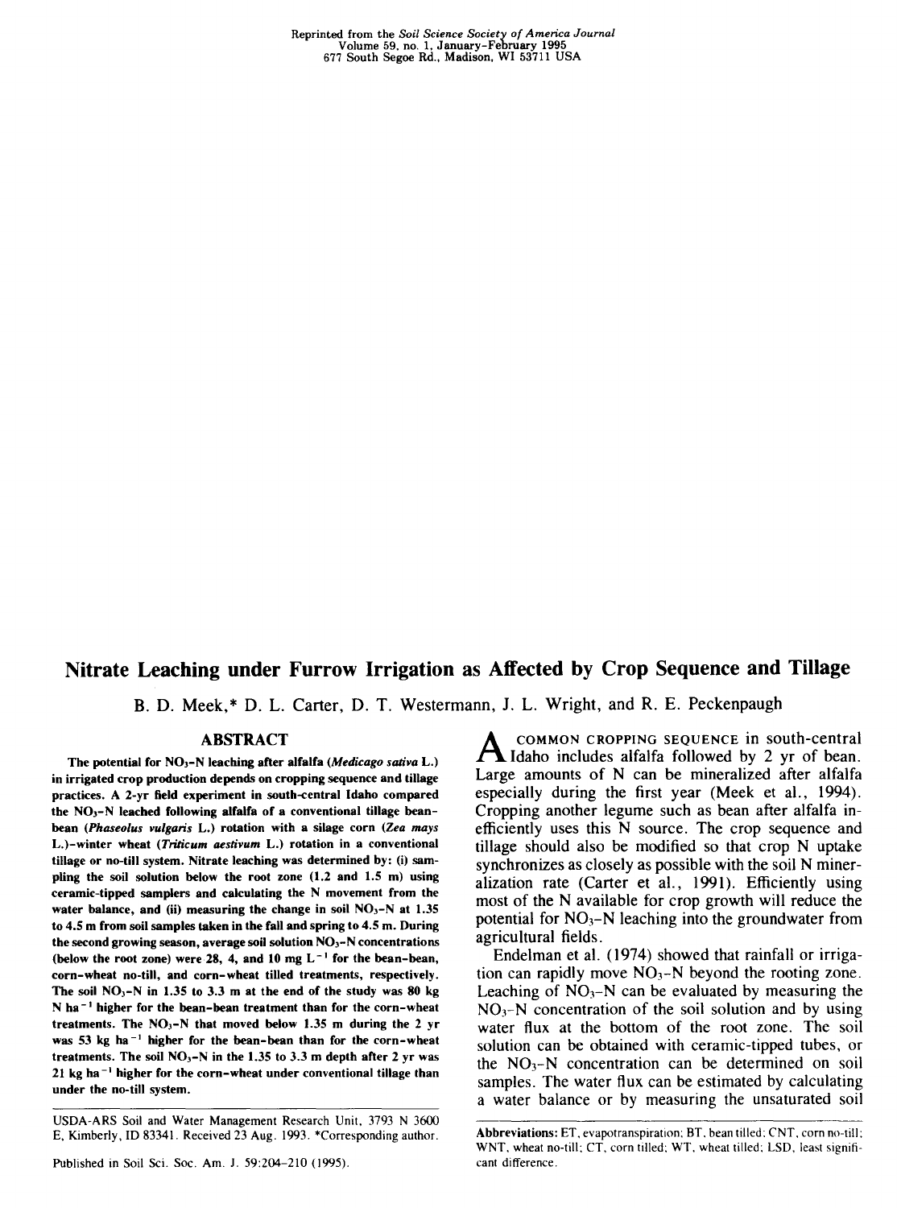Reprinted from the *Soil Science Society of America Journal*
Volume 59, no. 1, January-February 1995
677 South Segoe Rd., Madison, WI 53711 USA

# Nitrate Leaching under Furrow Irrigation as Affected by Crop Sequence and Tillage

B. D. Meek,* D. L. Carter, D. T. Westermann, J. L. Wright, and R. E. Peckenpaugh

## ABSTRACT

**The potential for $NO_3$–N leaching after alfalfa (*Medicago sativa* L.) in irrigated crop production depends on cropping sequence and tillage practices. A 2-yr field experiment in south-central Idaho compared the $NO_3$–N leached following alfalfa of a conventional tillage bean-bean (*Phaseolus vulgaris* L.) rotation with a silage corn (*Zea mays* L.)–winter wheat (*Triticum aestivum* L.) rotation in a conventional tillage or no-till system. Nitrate leaching was determined by: (i) sampling the soil solution below the root zone (1.2 and 1.5 m) using ceramic-tipped samplers and calculating the N movement from the water balance, and (ii) measuring the change in soil $NO_3$–N at 1.35 to 4.5 m from soil samples taken in the fall and spring to 4.5 m. During the second growing season, average soil solution $NO_3$–N concentrations (below the root zone) were 28, 4, and 10 mg $L^{-1}$ for the bean-bean, corn-wheat no-till, and corn-wheat tilled treatments, respectively. The soil $NO_3$–N in 1.35 to 3.3 m at the end of the study was 80 kg N $ha^{-1}$ higher for the bean-bean treatment than for the corn-wheat treatments. The $NO_3$–N that moved below 1.35 m during the 2 yr was 53 kg $ha^{-1}$ higher for the bean-bean than for the corn-wheat treatments. The soil $NO_3$–N in the 1.35 to 3.3 m depth after 2 yr was 21 kg $ha^{-1}$ higher for the corn-wheat under conventional tillage than under the no-till system.**

USDA-ARS Soil and Water Management Research Unit, 3793 N 3600 E, Kimberly, ID 83341. Received 23 Aug. 1993. *Corresponding author.

Published in Soil Sci. Soc. Am. J. 59:204–210 (1995).

A common cropping sequence in south-central Idaho includes alfalfa followed by 2 yr of bean. Large amounts of N can be mineralized after alfalfa especially during the first year (Meek et al., 1994). Cropping another legume such as bean after alfalfa inefficiently uses this N source. The crop sequence and tillage should also be modified so that crop N uptake synchronizes as closely as possible with the soil N mineralization rate (Carter et al., 1991). Efficiently using most of the N available for crop growth will reduce the potential for $NO_3$–N leaching into the groundwater from agricultural fields.

Endelman et al. (1974) showed that rainfall or irrigation can rapidly move $NO_3$–N beyond the rooting zone. Leaching of $NO_3$–N can be evaluated by measuring the $NO_3$–N concentration of the soil solution and by using water flux at the bottom of the root zone. The soil solution can be obtained with ceramic-tipped tubes, or the $NO_3$–N concentration can be determined on soil samples. The water flux can be estimated by calculating a water balance or by measuring the unsaturated soil

**Abbreviations:** ET, evapotranspiration; BT, bean tilled; CNT, corn no-till; WNT, wheat no-till; CT, corn tilled; WT, wheat tilled; LSD, least significant difference.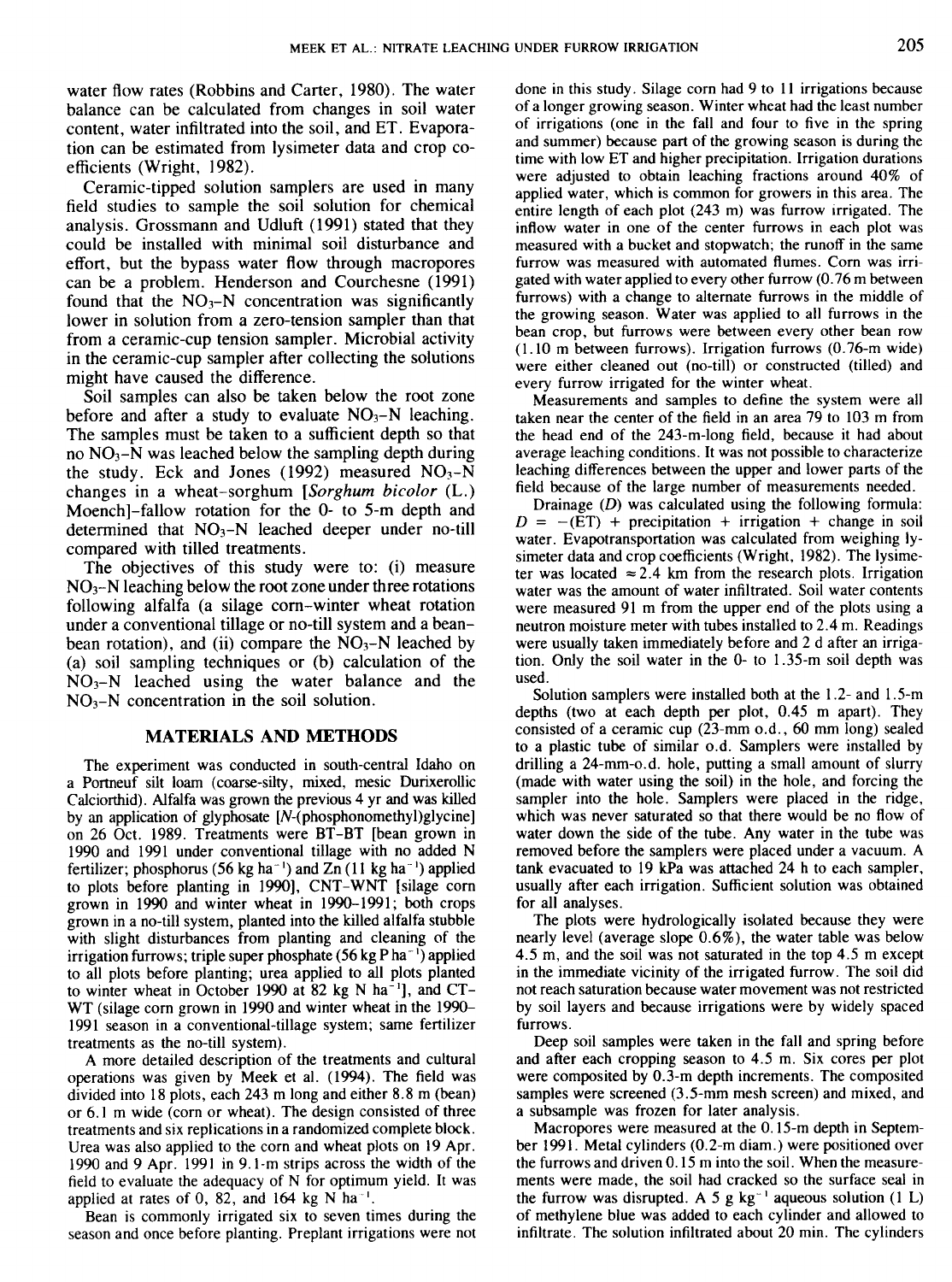water flow rates (Robbins and Carter, 1980). The water balance can be calculated from changes in soil water content, water infiltrated into the soil, and ET. Evaporation can be estimated from lysimeter data and crop coefficients (Wright, 1982).

Ceramic-tipped solution samplers are used in many field studies to sample the soil solution for chemical analysis. Grossmann and Udluft (1991) stated that they could be installed with minimal soil disturbance and effort, but the bypass water flow through macropores can be a problem. Henderson and Courchesne (1991) found that the $NO_3$-N concentration was significantly lower in solution from a zero-tension sampler than that from a ceramic-cup tension sampler. Microbial activity in the ceramic-cup sampler after collecting the solutions might have caused the difference.

Soil samples can also be taken below the root zone before and after a study to evaluate $NO_3$-N leaching. The samples must be taken to a sufficient depth so that no $NO_3$-N was leached below the sampling depth during the study. Eck and Jones (1992) measured $NO_3$-N changes in a wheat–sorghum [*Sorghum bicolor* (L.) Moench]-fallow rotation for the 0- to 5-m depth and determined that $NO_3$-N leached deeper under no-till compared with tilled treatments.

The objectives of this study were to: (i) measure $NO_3$-N leaching below the root zone under three rotations following alfalfa (a silage corn–winter wheat rotation under a conventional tillage or no-till system and a bean–bean rotation), and (ii) compare the $NO_3$-N leached by (a) soil sampling techniques or (b) calculation of the $NO_3$-N leached using the water balance and the $NO_3$-N concentration in the soil solution.

## MATERIALS AND METHODS

The experiment was conducted in south-central Idaho on a Portneuf silt loam (coarse-silty, mixed, mesic Durixerollic Calciorthid). Alfalfa was grown the previous 4 yr and was killed by an application of glyphosate [*N*-(phosphonomethyl)glycine] on 26 Oct. 1989. Treatments were BT–BT [bean grown in 1990 and 1991 under conventional tillage with no added N fertilizer; phosphorus (56 kg $ha^{-1}$) and Zn (11 kg $ha^{-1}$) applied to plots before planting in 1990], CNT–WNT [silage corn grown in 1990 and winter wheat in 1990–1991; both crops grown in a no-till system, planted into the killed alfalfa stubble with slight disturbances from planting and cleaning of the irrigation furrows; triple super phosphate (56 kg P $ha^{-1}$) applied to all plots before planting; urea applied to all plots planted to winter wheat in October 1990 at 82 kg N $ha^{-1}$], and CT–WT (silage corn grown in 1990 and winter wheat in the 1990–1991 season in a conventional-tillage system; same fertilizer treatments as the no-till system).

A more detailed description of the treatments and cultural operations was given by Meek et al. (1994). The field was divided into 18 plots, each 243 m long and either 8.8 m (bean) or 6.1 m wide (corn or wheat). The design consisted of three treatments and six replications in a randomized complete block. Urea was also applied to the corn and wheat plots on 19 Apr. 1990 and 9 Apr. 1991 in 9.1-m strips across the width of the field to evaluate the adequacy of N for optimum yield. It was applied at rates of 0, 82, and 164 kg N $ha^{-1}$.

Bean is commonly irrigated six to seven times during the season and once before planting. Preplant irrigations were not done in this study. Silage corn had 9 to 11 irrigations because of a longer growing season. Winter wheat had the least number of irrigations (one in the fall and four to five in the spring and summer) because part of the growing season is during the time with low ET and higher precipitation. Irrigation durations were adjusted to obtain leaching fractions around 40% of applied water, which is common for growers in this area. The entire length of each plot (243 m) was furrow irrigated. The inflow water in one of the center furrows in each plot was measured with a bucket and stopwatch; the runoff in the same furrow was measured with automated flumes. Corn was irrigated with water applied to every other furrow (0.76 m between furrows) with a change to alternate furrows in the middle of the growing season. Water was applied to all furrows in the bean crop, but furrows were between every other bean row (1.10 m between furrows). Irrigation furrows (0.76-m wide) were either cleaned out (no-till) or constructed (tilled) and every furrow irrigated for the winter wheat.

Measurements and samples to define the system were all taken near the center of the field in an area 79 to 103 m from the head end of the 243-m-long field, because it had about average leaching conditions. It was not possible to characterize leaching differences between the upper and lower parts of the field because of the large number of measurements needed.

Drainage ($D$) was calculated using the following formula: $D = -(\text{ET}) + \text{precipitation} + \text{irrigation} + \text{change in soil water}$. Evapotransportation was calculated from weighing lysimeter data and crop coefficients (Wright, 1982). The lysimeter was located $\approx 2.4$ km from the research plots. Irrigation water was the amount of water infiltrated. Soil water contents were measured 91 m from the upper end of the plots using a neutron moisture meter with tubes installed to 2.4 m. Readings were usually taken immediately before and 2 d after an irrigation. Only the soil water in the 0- to 1.35-m soil depth was used.

Solution samplers were installed both at the 1.2- and 1.5-m depths (two at each depth per plot, 0.45 m apart). They consisted of a ceramic cup (23-mm o.d., 60 mm long) sealed to a plastic tube of similar o.d. Samplers were installed by drilling a 24-mm-o.d. hole, putting a small amount of slurry (made with water using the soil) in the hole, and forcing the sampler into the hole. Samplers were placed in the ridge, which was never saturated so that there would be no flow of water down the side of the tube. Any water in the tube was removed before the samplers were placed under a vacuum. A tank evacuated to 19 kPa was attached 24 h to each sampler, usually after each irrigation. Sufficient solution was obtained for all analyses.

The plots were hydrologically isolated because they were nearly level (average slope 0.6%), the water table was below 4.5 m, and the soil was not saturated in the top 4.5 m except in the immediate vicinity of the irrigated furrow. The soil did not reach saturation because water movement was not restricted by soil layers and because irrigations were by widely spaced furrows.

Deep soil samples were taken in the fall and spring before and after each cropping season to 4.5 m. Six cores per plot were composited by 0.3-m depth increments. The composited samples were screened (3.5-mm mesh screen) and mixed, and a subsample was frozen for later analysis.

Macropores were measured at the 0.15-m depth in September 1991. Metal cylinders (0.2-m diam.) were positioned over the furrows and driven 0.15 m into the soil. When the measurements were made, the soil had cracked so the surface seal in the furrow was disrupted. A 5 g $kg^{-1}$ aqueous solution (1 L) of methylene blue was added to each cylinder and allowed to infiltrate. The solution infiltrated about 20 min. The cylinders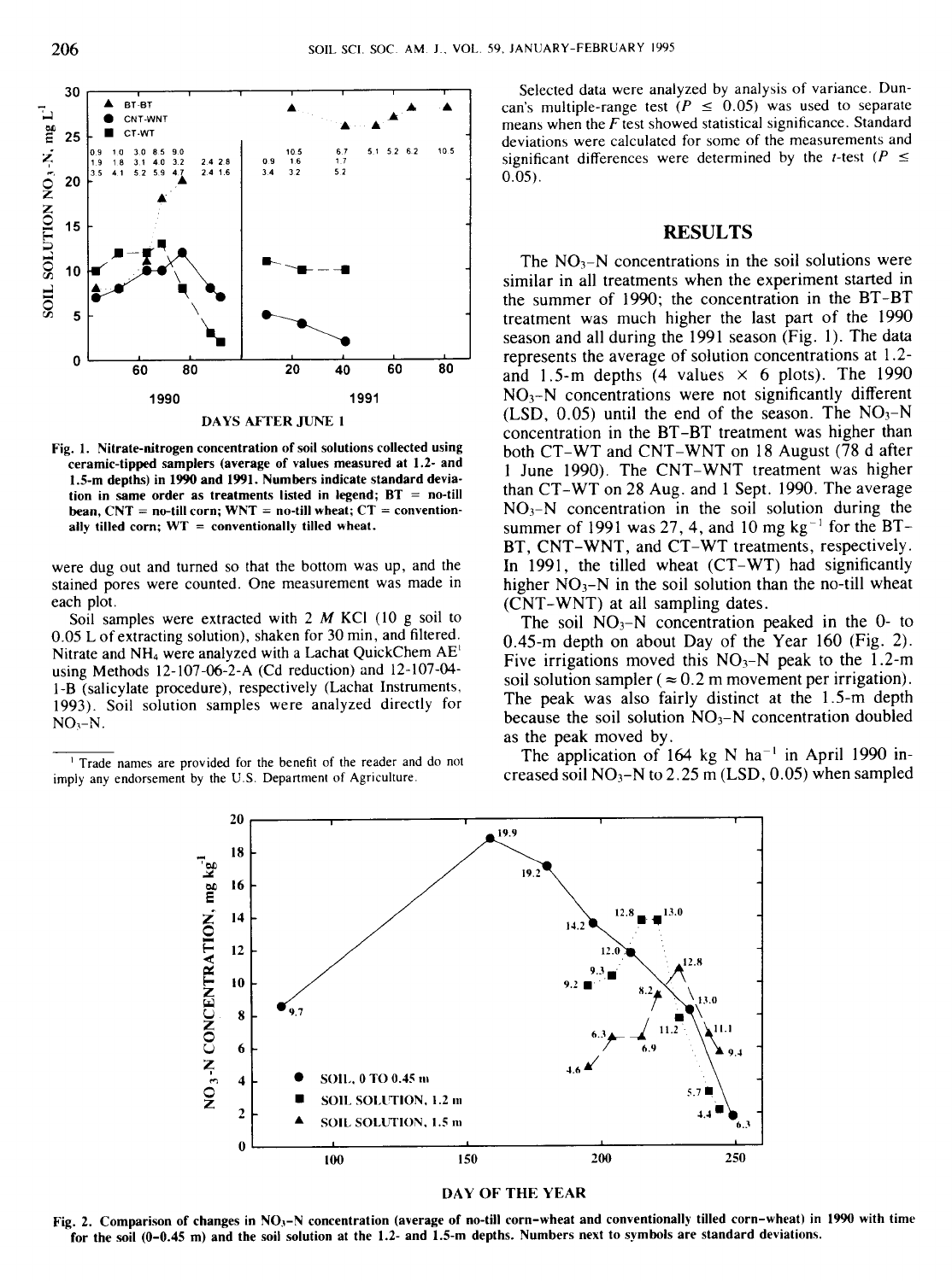Fig. 1. Nitrate-nitrogen concentration of soil solutions collected using ceramic-tipped samplers (average of values measured at 1.2- and 1.5-m depths) in 1990 and 1991. Numbers indicate standard deviation in same order as treatments listed in legend; BT = no-till bean, CNT = no-till corn; WNT = no-till wheat; CT = conventionally tilled corn; WT = conventionally tilled wheat.

were dug out and turned so that the bottom was up, and the stained pores were counted. One measurement was made in each plot.

Soil samples were extracted with 2 *M* KCl (10 g soil to 0.05 L of extracting solution), shaken for 30 min, and filtered. Nitrate and $NH_4$ were analyzed with a Lachat QuickChem AE[1] using Methods 12-107-06-2-A (Cd reduction) and 12-107-04-1-B (salicylate procedure), respectively (Lachat Instruments, 1993). Soil solution samples were analyzed directly for $NO_3$-N.

[1] Trade names are provided for the benefit of the reader and do not imply any endorsement by the U.S. Department of Agriculture.

Selected data were analyzed by analysis of variance. Duncan's multiple-range test ($P \leq 0.05$) was used to separate means when the *F* test showed statistical significance. Standard deviations were calculated for some of the measurements and significant differences were determined by the *t*-test ($P \leq 0.05$).

## RESULTS

The $NO_3$-N concentrations in the soil solutions were similar in all treatments when the experiment started in the summer of 1990; the concentration in the BT-BT treatment was much higher the last part of the 1990 season and all during the 1991 season (Fig. 1). The data represents the average of solution concentrations at 1.2- and 1.5-m depths (4 values × 6 plots). The 1990 $NO_3$-N concentrations were not significantly different (LSD, 0.05) until the end of the season. The $NO_3$-N concentration in the BT-BT treatment was higher than both CT-WT and CNT-WNT on 18 August (78 d after 1 June 1990). The CNT-WNT treatment was higher than CT-WT on 28 Aug. and 1 Sept. 1990. The average $NO_3$-N concentration in the soil solution during the summer of 1991 was 27, 4, and 10 mg kg$^{-1}$ for the BT-BT, CNT-WNT, and CT-WT treatments, respectively. In 1991, the tilled wheat (CT-WT) had significantly higher $NO_3$-N in the soil solution than the no-till wheat (CNT-WNT) at all sampling dates.

The soil $NO_3$-N concentration peaked in the 0- to 0.45-m depth on about Day of the Year 160 (Fig. 2). Five irrigations moved this $NO_3$-N peak to the 1.2-m soil solution sampler ($\approx$ 0.2 m movement per irrigation). The peak was also fairly distinct at the 1.5-m depth because the soil solution $NO_3$-N concentration doubled as the peak moved by.

The application of 164 kg N ha$^{-1}$ in April 1990 increased soil $NO_3$-N to 2.25 m (LSD, 0.05) when sampled

Fig. 2. Comparison of changes in $NO_3$-N concentration (average of no-till corn-wheat and conventionally tilled corn-wheat) in 1990 with time for the soil (0-0.45 m) and the soil solution at the 1.2- and 1.5-m depths. Numbers next to symbols are standard deviations.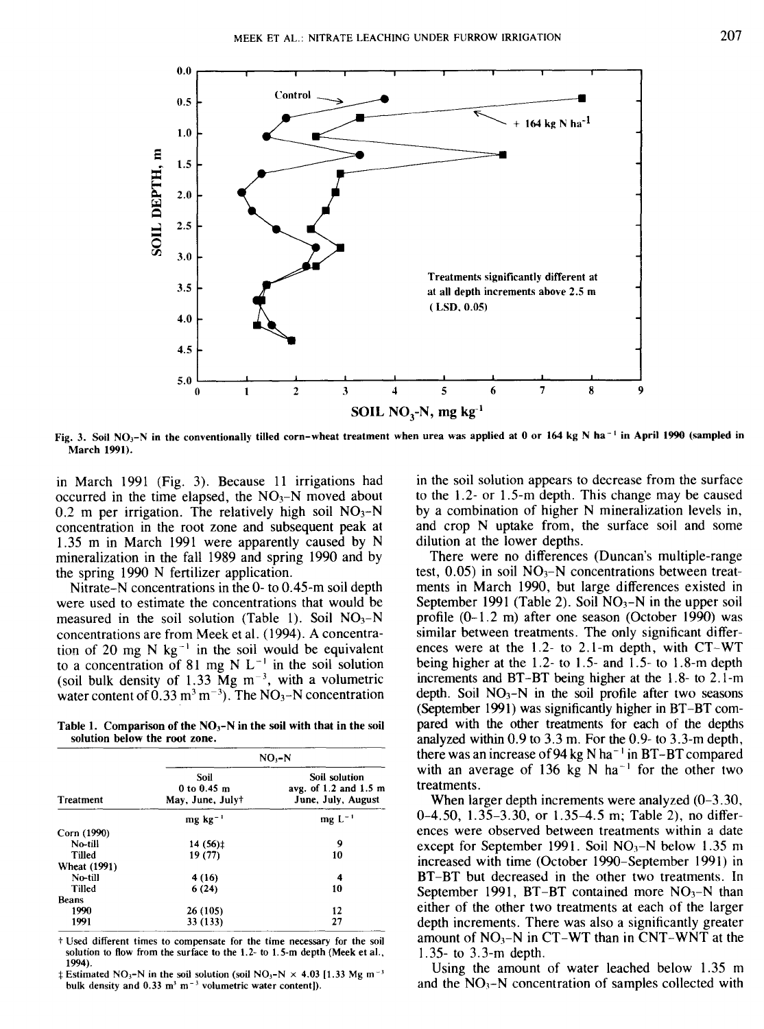Fig. 3. Soil $NO_3$-N in the conventionally tilled corn–wheat treatment when urea was applied at 0 or 164 kg N ha$^{-1}$ in April 1990 (sampled in March 1991).

in March 1991 (Fig. 3). Because 11 irrigations had occurred in the time elapsed, the $NO_3$-N moved about 0.2 m per irrigation. The relatively high soil $NO_3$-N concentration in the root zone and subsequent peak at 1.35 m in March 1991 were apparently caused by N mineralization in the fall 1989 and spring 1990 and by the spring 1990 N fertilizer application.

Nitrate-N concentrations in the 0- to 0.45-m soil depth were used to estimate the concentrations that would be measured in the soil solution (Table 1). Soil $NO_3$-N concentrations are from Meek et al. (1994). A concentration of 20 mg N kg$^{-1}$ in the soil would be equivalent to a concentration of 81 mg N L$^{-1}$ in the soil solution (soil bulk density of 1.33 Mg m$^{-3}$, with a volumetric water content of 0.33 m$^3$ m$^{-3}$). The $NO_3$-N concentration in the soil solution appears to decrease from the surface to the 1.2- or 1.5-m depth. This change may be caused by a combination of higher N mineralization levels in, and crop N uptake from, the surface soil and some dilution at the lower depths.

**Table 1. Comparison of the $NO_3$-N in the soil with that in the soil solution below the root zone.**

| | $NO_3$-N | |
|---|---|---|
| Treatment | Soil 0 to 0.45 m May, June, July† | Soil solution avg. of 1.2 and 1.5 m June, July, August |
| | mg kg$^{-1}$ | mg L$^{-1}$ |
| Corn (1990) | | |
| No-till | 14 (56)‡ | 9 |
| Tilled | 19 (77) | 10 |
| Wheat (1991) | | |
| No-till | 4 (16) | 4 |
| Tilled | 6 (24) | 10 |
| Beans | | |
| 1990 | 26 (105) | 12 |
| 1991 | 33 (133) | 27 |

† Used different times to compensate for the time necessary for the soil solution to flow from the surface to the 1.2- to 1.5-m depth (Meek et al., 1994).
‡ Estimated $NO_3$-N in the soil solution (soil $NO_3$-N × 4.03 [1.33 Mg m$^{-3}$ bulk density and 0.33 m$^3$ m$^{-3}$ volumetric water content]).

There were no differences (Duncan's multiple-range test, 0.05) in soil $NO_3$-N concentrations between treatments in March 1990, but large differences existed in September 1991 (Table 2). Soil $NO_3$-N in the upper soil profile (0–1.2 m) after one season (October 1990) was similar between treatments. The only significant differences were at the 1.2- to 2.1-m depth, with CT–WT being higher at the 1.2- to 1.5- and 1.5- to 1.8-m depth increments and BT–BT being higher at the 1.8- to 2.1-m depth. Soil $NO_3$-N in the soil profile after two seasons (September 1991) was significantly higher in BT–BT compared with the other treatments for each of the depths analyzed within 0.9 to 3.3 m. For the 0.9- to 3.3-m depth, there was an increase of 94 kg N ha$^{-1}$ in BT–BT compared with an average of 136 kg N ha$^{-1}$ for the other two treatments.

When larger depth increments were analyzed (0–3.30, 0–4.50, 1.35–3.30, or 1.35–4.5 m; Table 2), no differences were observed between treatments within a date except for September 1991. Soil $NO_3$-N below 1.35 m increased with time (October 1990–September 1991) in BT–BT but decreased in the other two treatments. In September 1991, BT–BT contained more $NO_3$-N than either of the other two treatments at each of the larger depth increments. There was also a significantly greater amount of $NO_3$-N in CT–WT than in CNT–WNT at the 1.35- to 3.3-m depth.

Using the amount of water leached below 1.35 m and the $NO_3$-N concentration of samples collected with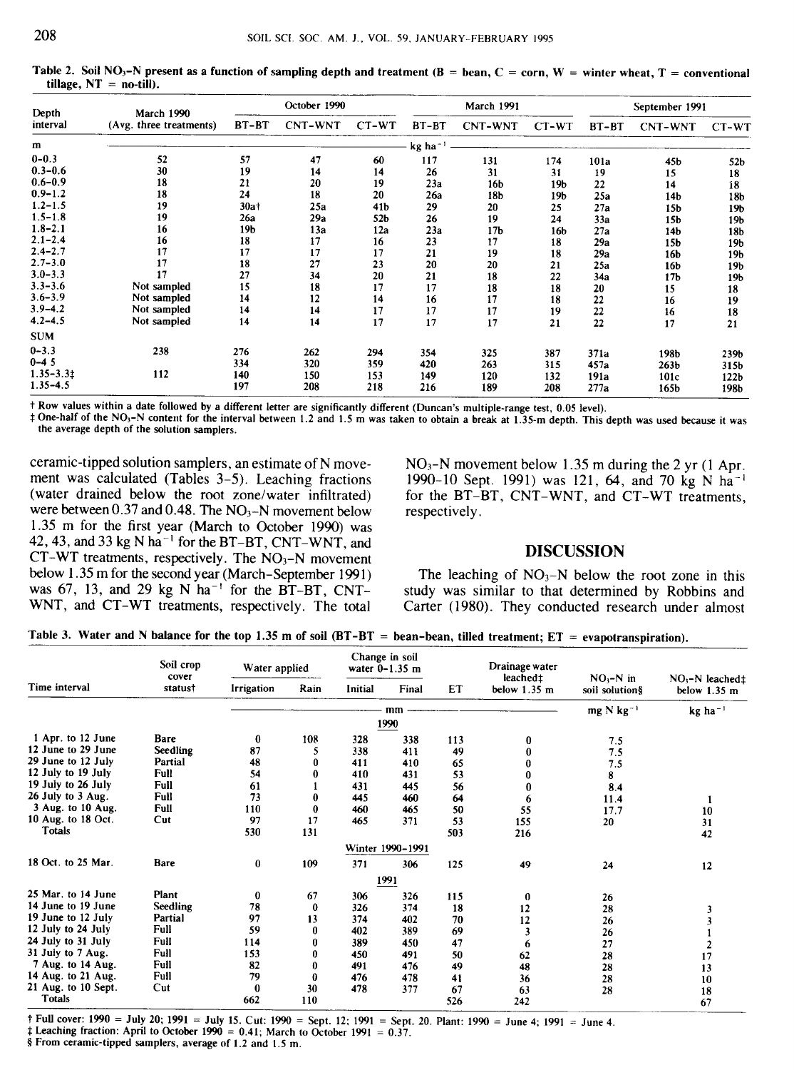Table 2. Soil $NO_3$-N present as a function of sampling depth and treatment (B = bean, C = corn, W = winter wheat, T = conventional tillage, NT = no-till).

| Depth interval | March 1990 (Avg. three treatments) | October 1990 | | | March 1991 | | | September 1991 | | |
|---|---|---|---|---|---|---|---|---|---|---|
| | | BT–BT | CNT–WNT | CT–WT | BT–BT | CNT–WNT | CT–WT | BT–BT | CNT–WNT | CT–WT |
| m | kg ha$^{-1}$ | | | | | | | | | |
| 0–0.3 | 52 | 57 | 47 | 60 | 117 | 131 | 174 | 101a | 45b | 52b |
| 0.3–0.6 | 30 | 19 | 14 | 14 | 26 | 31 | 31 | 19 | 15 | 18 |
| 0.6–0.9 | 18 | 21 | 20 | 19 | 23a | 16b | 19b | 22 | 14 | 18 |
| 0.9–1.2 | 18 | 24 | 18 | 20 | 26a | 18b | 19b | 25a | 14b | 18b |
| 1.2–1.5 | 19 | 30a† | 25a | 41b | 29 | 20 | 25 | 27a | 15b | 19b |
| 1.5–1.8 | 19 | 26a | 29a | 52b | 26 | 19 | 24 | 33a | 15b | 19b |
| 1.8–2.1 | 16 | 19b | 13a | 12a | 23a | 17b | 16b | 27a | 14b | 18b |
| 2.1–2.4 | 16 | 18 | 17 | 16 | 23 | 17 | 18 | 29a | 15b | 19b |
| 2.4–2.7 | 17 | 17 | 17 | 17 | 21 | 19 | 18 | 29a | 16b | 19b |
| 2.7–3.0 | 17 | 18 | 27 | 23 | 20 | 20 | 21 | 25a | 16b | 19b |
| 3.0–3.3 | 17 | 27 | 34 | 20 | 21 | 18 | 22 | 34a | 17b | 19b |
| 3.3–3.6 | Not sampled | 15 | 18 | 17 | 17 | 18 | 18 | 20 | 15 | 18 |
| 3.6–3.9 | Not sampled | 14 | 12 | 14 | 16 | 17 | 18 | 22 | 16 | 19 |
| 3.9–4.2 | Not sampled | 14 | 14 | 17 | 17 | 17 | 19 | 22 | 16 | 18 |
| 4.2–4.5 | Not sampled | 14 | 14 | 17 | 17 | 17 | 21 | 22 | 17 | 21 |
| SUM | | | | | | | | | | |
| 0–3.3 | 238 | 276 | 262 | 294 | 354 | 325 | 387 | 371a | 198b | 239b |
| 0–4 5 | | 334 | 320 | 359 | 420 | 263 | 315 | 457a | 263b | 315b |
| 1.35–3.3‡ | 112 | 140 | 150 | 153 | 149 | 120 | 132 | 191a | 101c | 122b |
| 1.35–4.5 | | 197 | 208 | 218 | 216 | 189 | 208 | 277a | 165b | 198b |

† Row values within a date followed by a different letter are significantly different (Duncan's multiple-range test, 0.05 level).
‡ One-half of the $NO_3$-N content for the interval between 1.2 and 1.5 m was taken to obtain a break at 1.35-m depth. This depth was used because it was the average depth of the solution samplers.

ceramic-tipped solution samplers, an estimate of N movement was calculated (Tables 3–5). Leaching fractions (water drained below the root zone/water infiltrated) were between 0.37 and 0.48. The $NO_3$-N movement below 1.35 m for the first year (March to October 1990) was 42, 43, and 33 kg N ha$^{-1}$ for the BT–BT, CNT–WNT, and CT–WT treatments, respectively. The $NO_3$-N movement below 1.35 m for the second year (March–September 1991) was 67, 13, and 29 kg N ha$^{-1}$ for the BT–BT, CNT–WNT, and CT–WT treatments, respectively. The total $NO_3$-N movement below 1.35 m during the 2 yr (1 Apr. 1990–10 Sept. 1991) was 121, 64, and 70 kg N ha$^{-1}$ for the BT–BT, CNT–WNT, and CT–WT treatments, respectively.

## DISCUSSION

The leaching of $NO_3$-N below the root zone in this study was similar to that determined by Robbins and Carter (1980). They conducted research under almost

Table 3. Water and N balance for the top 1.35 m of soil (BT–BT = bean–bean, tilled treatment; ET = evapotranspiration).

| Time interval | Soil crop cover status† | Water applied | | Change in soil water 0–1.35 m | | ET | Drainage water leached‡ below 1.35 m | $NO_3$-N in soil solution§ | $NO_3$-N leached‡ below 1.35 m |
|---|---|---|---|---|---|---|---|---|---|
| | | Irrigation | Rain | Initial | Final | | | | |
| | | mm | | | | | | mg N kg$^{-1}$ | kg ha$^{-1}$ |
| | | | | 1990 | | | | | |
| 1 Apr. to 12 June | Bare | 0 | 108 | 328 | 338 | 113 | 0 | 7.5 | |
| 12 June to 29 June | Seedling | 87 | 5 | 338 | 411 | 49 | 0 | 7.5 | |
| 29 June to 12 July | Partial | 48 | 0 | 411 | 410 | 65 | 0 | 7.5 | |
| 12 July to 19 July | Full | 54 | 0 | 410 | 431 | 53 | 0 | 8 | |
| 19 July to 26 July | Full | 61 | 1 | 431 | 445 | 56 | 0 | 8.4 | |
| 26 July to 3 Aug. | Full | 73 | 0 | 445 | 460 | 64 | 6 | 11.4 | 1 |
| 3 Aug. to 10 Aug. | Full | 110 | 0 | 460 | 465 | 50 | 55 | 17.7 | 10 |
| 10 Aug. to 18 Oct. | Cut | 97 | 17 | 465 | 371 | 53 | 155 | 20 | 31 |
| Totals | | 530 | 131 | | | 503 | 216 | | 42 |
| | | | | Winter 1990–1991 | | | | | |
| 18 Oct. to 25 Mar. | Bare | 0 | 109 | 371 | 306 | 125 | 49 | 24 | 12 |
| | | | | 1991 | | | | | |
| 25 Mar. to 14 June | Plant | 0 | 67 | 306 | 326 | 115 | 0 | 26 | |
| 14 June to 19 June | Seedling | 78 | 0 | 326 | 374 | 18 | 12 | 28 | 3 |
| 19 June to 12 July | Partial | 97 | 13 | 374 | 402 | 70 | 12 | 26 | 3 |
| 12 July to 24 July | Full | 59 | 0 | 402 | 389 | 69 | 3 | 26 | 1 |
| 24 July to 31 July | Full | 114 | 0 | 389 | 450 | 47 | 6 | 27 | 2 |
| 31 July to 7 Aug. | Full | 153 | 0 | 450 | 491 | 50 | 62 | 28 | 17 |
| 7 Aug. to 14 Aug. | Full | 82 | 0 | 491 | 476 | 49 | 48 | 28 | 13 |
| 14 Aug. to 21 Aug. | Full | 79 | 0 | 476 | 478 | 41 | 36 | 28 | 10 |
| 21 Aug. to 10 Sept. | Cut | 0 | 30 | 478 | 377 | 67 | 63 | 28 | 18 |
| Totals | | 662 | 110 | | | 526 | 242 | | 67 |

† Full cover: 1990 = July 20; 1991 = July 15. Cut: 1990 = Sept. 12; 1991 = Sept. 20. Plant: 1990 = June 4; 1991 = June 4.
‡ Leaching fraction: April to October 1990 = 0.41; March to October 1991 = 0.37.
§ From ceramic-tipped samplers, average of 1.2 and 1.5 m.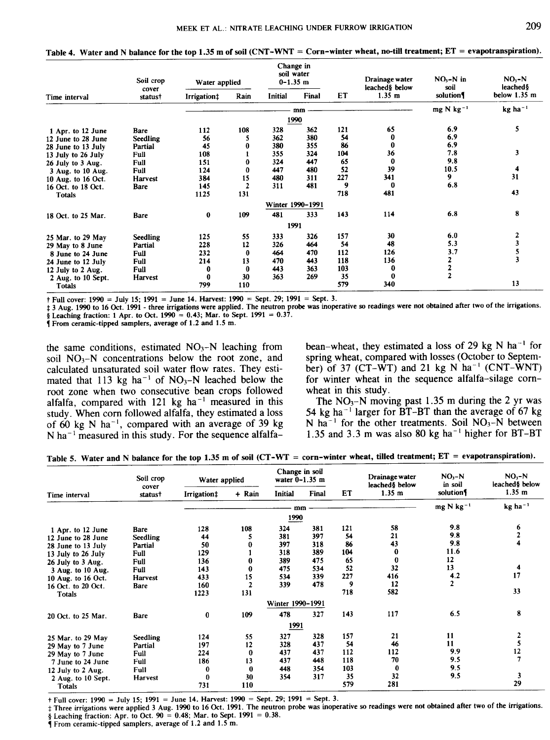Table 4. Water and N balance for the top 1.35 m of soil (CNT-WNT = Corn-winter wheat, no-till treatment; ET = evapotranspiration).

| Time interval | Soil crop cover status† | Water applied | | Change in soil water 0-1.35 m | | ET | Drainage water leached§ below 1.35 m | $NO_3$-N in soil solution¶ | $NO_3$-N leached§ below 1.35 m |
|---|---|---|---|---|---|---|---|---|---|
| | | Irrigation‡ | Rain | Initial | Final | | | | |
| | | mm | | | | | | mg N kg$^{-1}$ | kg ha$^{-1}$ |
| | | | | 1990 | | | | | |
| 1 Apr. to 12 June | Bare | 112 | 108 | 328 | 362 | 121 | 65 | 6.9 | 5 |
| 12 June to 28 June | Seedling | 56 | 5 | 362 | 380 | 54 | 0 | 6.9 | |
| 28 June to 13 July | Partial | 45 | 0 | 380 | 355 | 86 | 0 | 6.9 | |
| 13 July to 26 July | Full | 108 | 1 | 355 | 324 | 104 | 36 | 7.8 | 3 |
| 26 July to 3 Aug. | Full | 151 | 0 | 324 | 447 | 65 | 0 | 9.8 | |
| 3 Aug. to 10 Aug. | Full | 124 | 0 | 447 | 480 | 52 | 39 | 10.5 | 4 |
| 10 Aug. to 16 Oct. | Harvest | 384 | 15 | 480 | 311 | 227 | 341 | 9 | 31 |
| 16 Oct. to 18 Oct. | Bare | 145 | 2 | 311 | 481 | 9 | 0 | 6.8 | |
| Totals | | 1125 | 131 | | | 718 | 481 | | 43 |
| | | | | Winter 1990-1991 | | | | | |
| 18 Oct. to 25 Mar. | Bare | 0 | 109 | 481 | 333 | 143 | 114 | 6.8 | 8 |
| | | | | 1991 | | | | | |
| 25 Mar. to 29 May | Seedling | 125 | 55 | 333 | 326 | 157 | 30 | 6.0 | 2 |
| 29 May to 8 June | Partial | 228 | 12 | 326 | 464 | 54 | 48 | 5.3 | 3 |
| 8 June to 24 June | Full | 232 | 0 | 464 | 470 | 112 | 126 | 3.7 | 5 |
| 24 June to 12 July | Full | 214 | 13 | 470 | 443 | 118 | 136 | 2 | 3 |
| 12 July to 2 Aug. | Full | 0 | 0 | 443 | 363 | 103 | 0 | 2 | |
| 2 Aug. to 10 Sept. | Harvest | 0 | 30 | 363 | 269 | 35 | 0 | 2 | |
| Totals | | 799 | 110 | | | 579 | 340 | | 13 |

† Full cover: 1990 = July 15; 1991 = June 14. Harvest: 1990 = Sept. 29; 1991 = Sept. 3.
‡ 3 Aug. 1990 to 16 Oct. 1991 - three irrigations were applied. The neutron probe was inoperative so readings were not obtained after two of the irrigations.
§ Leaching fraction: 1 Apr. to Oct. 1990 = 0.43; Mar. to Sept. 1991 = 0.37.
¶ From ceramic-tipped samplers, average of 1.2 and 1.5 m.

the same conditions, estimated $NO_3$-N leaching from soil $NO_3$-N concentrations below the root zone, and calculated unsaturated soil water flow rates. They estimated that 113 kg ha$^{-1}$ of $NO_3$-N leached below the root zone when two consecutive bean crops followed alfalfa, compared with 121 kg ha$^{-1}$ measured in this study. When corn followed alfalfa, they estimated a loss of 60 kg N ha$^{-1}$, compared with an average of 39 kg N ha$^{-1}$ measured in this study. For the sequence alfalfa-bean-wheat, they estimated a loss of 29 kg N ha$^{-1}$ for spring wheat, compared with losses (October to September) of 37 (CT-WT) and 21 kg N ha$^{-1}$ (CNT-WNT) for winter wheat in the sequence alfalfa-silage corn-wheat in this study.

The $NO_3$-N moving past 1.35 m during the 2 yr was 54 kg ha$^{-1}$ larger for BT-BT than the average of 67 kg N ha$^{-1}$ for the other treatments. Soil $NO_3$-N between 1.35 and 3.3 m was also 80 kg ha$^{-1}$ higher for BT-BT

Table 5. Water and N balance for the top 1.35 m of soil (CT-WT = corn-winter wheat, tilled treatment; ET = evapotranspiration).

| Time interval | Soil crop cover status† | Water applied | | Change in soil water 0-1.35 m | | ET | Drainage water leached§ below 1.35 m | $NO_3$-N in soil solution¶ | $NO_3$-N leached§ below 1.35 m |
|---|---|---|---|---|---|---|---|---|---|
| | | Irrigation‡ | + Rain | Initial | Final | | | | |
| | | mm | | | | | | mg N kg$^{-1}$ | kg ha$^{-1}$ |
| | | | | 1990 | | | | | |
| 1 Apr. to 12 June | Bare | 128 | 108 | 324 | 381 | 121 | 58 | 9.8 | 6 |
| 12 June to 28 June | Seedling | 44 | 5 | 381 | 397 | 54 | 21 | 9.8 | 2 |
| 28 June to 13 July | Partial | 50 | 0 | 397 | 318 | 86 | 43 | 9.8 | 4 |
| 13 July to 26 July | Full | 129 | 1 | 318 | 389 | 104 | 0 | 11.6 | |
| 26 July to 3 Aug. | Full | 136 | 0 | 389 | 475 | 65 | 0 | 12 | |
| 3 Aug. to 10 Aug. | Full | 143 | 0 | 475 | 534 | 52 | 32 | 13 | 4 |
| 10 Aug. to 16 Oct. | Harvest | 433 | 15 | 534 | 339 | 227 | 416 | 4.2 | 17 |
| 16 Oct. to 20 Oct. | Bare | 160 | 2 | 339 | 478 | 9 | 12 | 2 | |
| Totals | | 1223 | 131 | | | 718 | 582 | | 33 |
| | | | | Winter 1990-1991 | | | | | |
| 20 Oct. to 25 Mar. | Bare | 0 | 109 | 478 | 327 | 143 | 117 | 6.5 | 8 |
| | | | | 1991 | | | | | |
| 25 Mar. to 29 May | Seedling | 124 | 55 | 327 | 328 | 157 | 21 | 11 | 2 |
| 29 May to 7 June | Partial | 197 | 12 | 328 | 437 | 54 | 46 | 11 | 5 |
| 29 May to 7 June | Full | 224 | 0 | 437 | 437 | 112 | 112 | 9.9 | 12 |
| 7 June to 24 June | Full | 186 | 13 | 437 | 448 | 118 | 70 | 9.5 | 7 |
| 12 July to 2 Aug. | Full | 0 | 0 | 448 | 354 | 103 | 0 | 9.5 | |
| 2 Aug. to 10 Sept. | Harvest | 0 | 30 | 354 | 317 | 35 | 32 | 9.5 | 3 |
| Totals | | 731 | 110 | | | 579 | 281 | | 29 |

† Full cover: 1990 = July 15; 1991 = June 14. Harvest: 1990 = Sept. 29; 1991 = Sept. 3.
‡ Three irrigations were applied 3 Aug. 1990 to 16 Oct. 1991. The neutron probe was inoperative so readings were not obtained after two of the irrigations.
§ Leaching fraction: Apr. to Oct. 90 = 0.48; Mar. to Sept. 1991 = 0.38.
¶ From ceramic-tipped samplers, average of 1.2 and 1.5 m.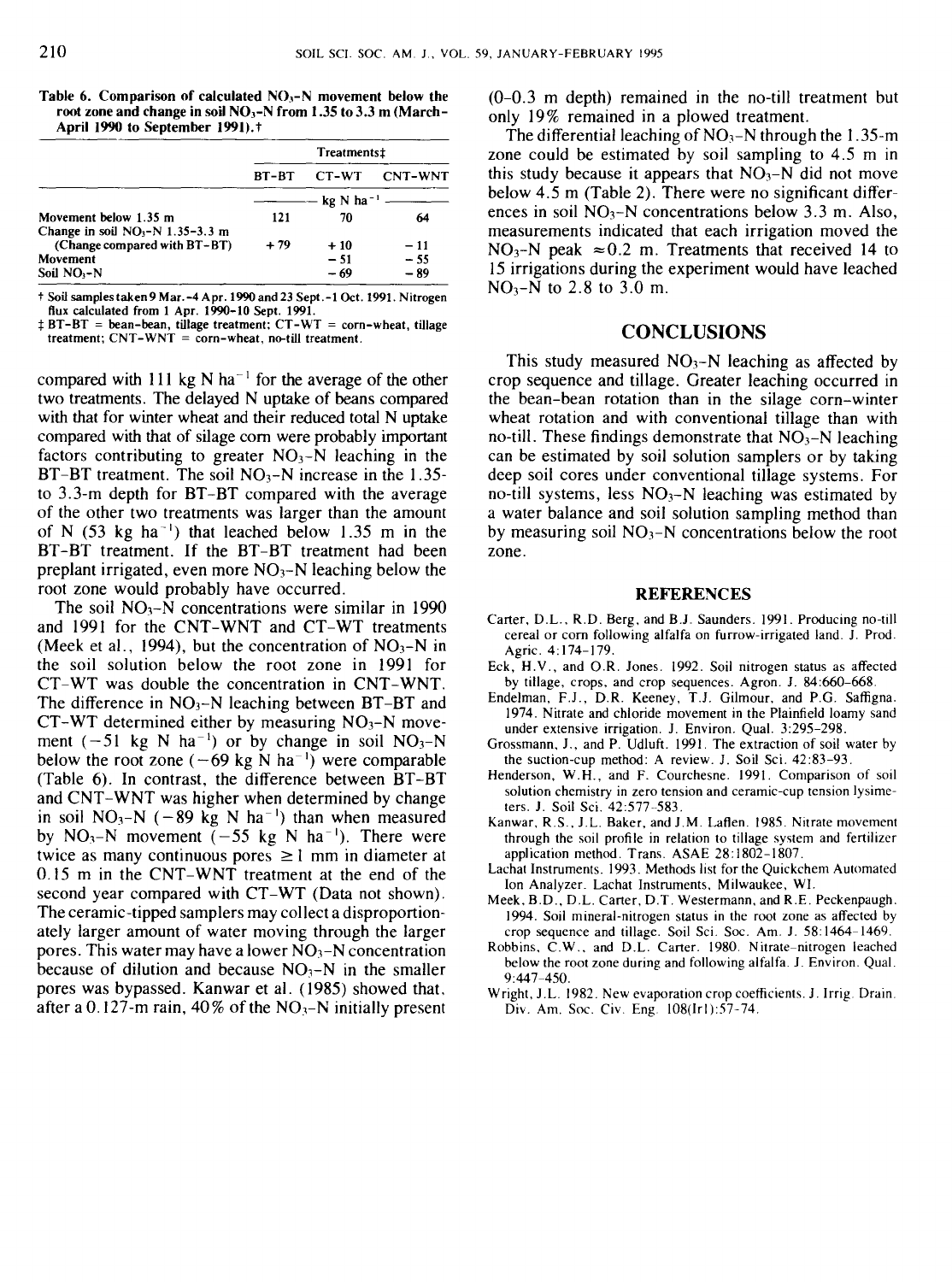**Table 6. Comparison of calculated $NO_3$-N movement below the root zone and change in soil $NO_3$-N from 1.35 to 3.3 m (March–April 1990 to September 1991).†**

| | Treatments‡ | | |
|---|---|---|---|
| | BT–BT | CT–WT | CNT–WNT |
| | kg N ha$^{-1}$ | | |
| Movement below 1.35 m | 121 | 70 | 64 |
| Change in soil $NO_3$-N 1.35–3.3 m | +79 | +10 | −11 |
| (Change compared with BT–BT) | | | |
| Movement | | −51 | −55 |
| Soil $NO_3$-N | | −69 | −89 |

† Soil samples taken 9 Mar.–4 Apr. 1990 and 23 Sept.–1 Oct. 1991. Nitrogen flux calculated from 1 Apr. 1990–10 Sept. 1991.

‡ BT–BT = bean–bean, tillage treatment; CT–WT = corn–wheat, tillage treatment; CNT–WNT = corn–wheat, no-till treatment.

compared with 111 kg N ha$^{-1}$ for the average of the other two treatments. The delayed N uptake of beans compared with that for winter wheat and their reduced total N uptake compared with that of silage corn were probably important factors contributing to greater $NO_3$-N leaching in the BT–BT treatment. The soil $NO_3$-N increase in the 1.35- to 3.3-m depth for BT–BT compared with the average of the other two treatments was larger than the amount of N (53 kg ha$^{-1}$) that leached below 1.35 m in the BT–BT treatment. If the BT–BT treatment had been preplant irrigated, even more $NO_3$-N leaching below the root zone would probably have occurred.

The soil $NO_3$-N concentrations were similar in 1990 and 1991 for the CNT–WNT and CT–WT treatments (Meek et al., 1994), but the concentration of $NO_3$-N in the soil solution below the root zone in 1991 for CT–WT was double the concentration in CNT–WNT. The difference in $NO_3$-N leaching between BT–BT and CT–WT determined either by measuring $NO_3$-N movement (−51 kg N ha$^{-1}$) or by change in soil $NO_3$-N below the root zone (−69 kg N ha$^{-1}$) were comparable (Table 6). In contrast, the difference between BT–BT and CNT–WNT was higher when determined by change in soil $NO_3$-N (−89 kg N ha$^{-1}$) than when measured by $NO_3$-N movement (−55 kg N ha$^{-1}$). There were twice as many continuous pores ≥1 mm in diameter at 0.15 m in the CNT–WNT treatment at the end of the second year compared with CT–WT (Data not shown). The ceramic-tipped samplers may collect a disproportionately larger amount of water moving through the larger pores. This water may have a lower $NO_3$-N concentration because of dilution and because $NO_3$-N in the smaller pores was bypassed. Kanwar et al. (1985) showed that, after a 0.127-m rain, 40% of the $NO_3$-N initially present (0–0.3 m depth) remained in the no-till treatment but only 19% remained in a plowed treatment.

The differential leaching of $NO_3$-N through the 1.35-m zone could be estimated by soil sampling to 4.5 m in this study because it appears that $NO_3$-N did not move below 4.5 m (Table 2). There were no significant differences in soil $NO_3$-N concentrations below 3.3 m. Also, measurements indicated that each irrigation moved the $NO_3$-N peak ≈0.2 m. Treatments that received 14 to 15 irrigations during the experiment would have leached $NO_3$-N to 2.8 to 3.0 m.

## CONCLUSIONS

This study measured $NO_3$-N leaching as affected by crop sequence and tillage. Greater leaching occurred in the bean–bean rotation than in the silage corn–winter wheat rotation and with conventional tillage than with no-till. These findings demonstrate that $NO_3$-N leaching can be estimated by soil solution samplers or by taking deep soil cores under conventional tillage systems. For no-till systems, less $NO_3$-N leaching was estimated by a water balance and soil solution sampling method than by measuring soil $NO_3$-N concentrations below the root zone.

## REFERENCES

Carter, D.L., R.D. Berg, and B.J. Saunders. 1991. Producing no-till cereal or corn following alfalfa on furrow-irrigated land. J. Prod. Agric. 4:174–179.

Eck, H.V., and O.R. Jones. 1992. Soil nitrogen status as affected by tillage, crops, and crop sequences. Agron. J. 84:660–668.

Endelman, F.J., D.R. Keeney, T.J. Gilmour, and P.G. Saffigna. 1974. Nitrate and chloride movement in the Plainfield loamy sand under extensive irrigation. J. Environ. Qual. 3:295–298.

Grossmann, J., and P. Udluft. 1991. The extraction of soil water by the suction-cup method: A review. J. Soil Sci. 42:83–93.

Henderson, W.H., and F. Courchesne. 1991. Comparison of soil solution chemistry in zero tension and ceramic-cup tension lysimeters. J. Soil Sci. 42:577–583.

Kanwar, R.S., J.L. Baker, and J.M. Laflen. 1985. Nitrate movement through the soil profile in relation to tillage system and fertilizer application method. Trans. ASAE 28:1802–1807.

Lachat Instruments. 1993. Methods list for the Quickchem Automated Ion Analyzer. Lachat Instruments, Milwaukee, WI.

Meek, B.D., D.L. Carter, D.T. Westermann, and R.E. Peckenpaugh. 1994. Soil mineral-nitrogen status in the root zone as affected by crop sequence and tillage. Soil Sci. Soc. Am. J. 58:1464–1469.

Robbins, C.W., and D.L. Carter. 1980. Nitrate-nitrogen leached below the root zone during and following alfalfa. J. Environ. Qual. 9:447–450.

Wright, J.L. 1982. New evaporation crop coefficients. J. Irrig. Drain. Div. Am. Soc. Civ. Eng. 108(Ir1):57–74.